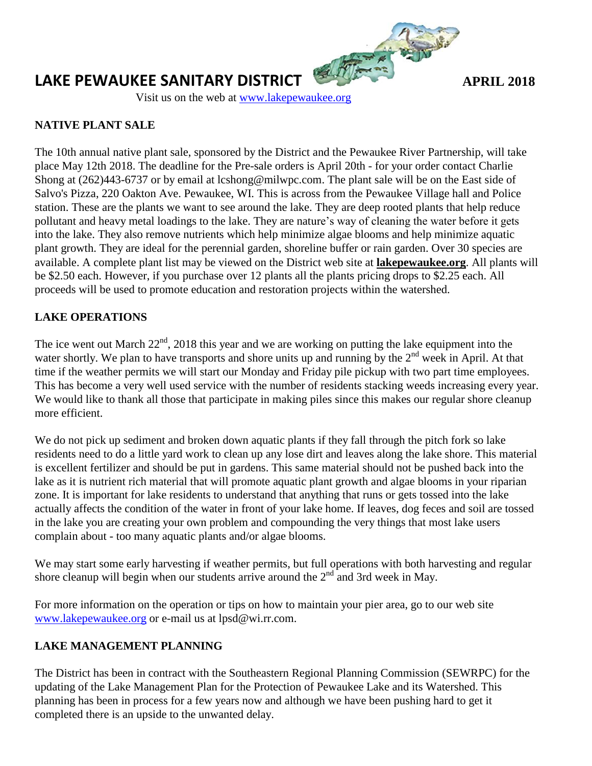# LAKE PEWAUKEE SANITARY DISTRICT

**APRIL 2018**

Visit us on the web at [www.lakepewaukee.org](http://www.lakepewaukee.org)

## NATIVE PLANT SALE

The 10th annual native plant sale, sponsored by the District and the Pewaukee River Partnership, will take place May 12th 2018. The deadline for the Pre-sale orders is April 20th - for your order contact Charlie Shong at (262)443-6737 or by email at lcshong@milwpc.com. The plant sale will be on the East side of Salvo's Pizza, 220 Oakton Ave. Pewaukee, WI. This is across from the Pewaukee Village hall and Police station. These are the plants we want to see around the lake. They are deep rooted plants that help reduce pollutant and heavy metal loadings to the lake. They are nature's way of cleaning the water before it gets into the lake. They also remove nutrients which help minimize algae blooms and help minimize aquatic plant growth. They are ideal for the perennial garden, shoreline buffer or rain garden. Over 30 species are available. A complete plant list may be viewed on the District web site at **lakepewaukee.org**. All plants will be $2.50 each. However, if you purchase over 12 plants all the plants pricing drops to $2.25 each. All proceeds will be used to promote education and restoration projects within the watershed.

## LAKE OPERATIONS

The ice went out March 22nd, 2018 this year and we are working on putting the lake equipment into the water shortly. We plan to have transports and shore units up and running by the 2nd week in April. At that time if the weather permits we will start our Monday and Friday pile pickup with two part time employees. This has become a very well used service with the number of residents stacking weeds increasing every year. We would like to thank all those that participate in making piles since this makes our regular shore cleanup more efficient.

We do not pick up sediment and broken down aquatic plants if they fall through the pitch fork so lake residents need to do a little yard work to clean up any lose dirt and leaves along the lake shore. This material is excellent fertilizer and should be put in gardens. This same material should not be pushed back into the lake as it is nutrient rich material that will promote aquatic plant growth and algae blooms in your riparian zone. It is important for lake residents to understand that anything that runs or gets tossed into the lake actually affects the condition of the water in front of your lake home. If leaves, dog feces and soil are tossed in the lake you are creating your own problem and compounding the very things that most lake users complain about - too many aquatic plants and/or algae blooms.

We may start some early harvesting if weather permits, but full operations with both harvesting and regular shore cleanup will begin when our students arrive around the 2nd and 3rd week in May.

For more information on the operation or tips on how to maintain your pier area, go to our web site [www.lakepewaukee.org](http://www.lakepewaukee.org) or e-mail us at lpsd@wi.rr.com.

## LAKE MANAGEMENT PLANNING

The District has been in contract with the Southeastern Regional Planning Commission (SEWRPC) for the updating of the Lake Management Plan for the Protection of Pewaukee Lake and its Watershed. This planning has been in process for a few years now and although we have been pushing hard to get it completed there is an upside to the unwanted delay.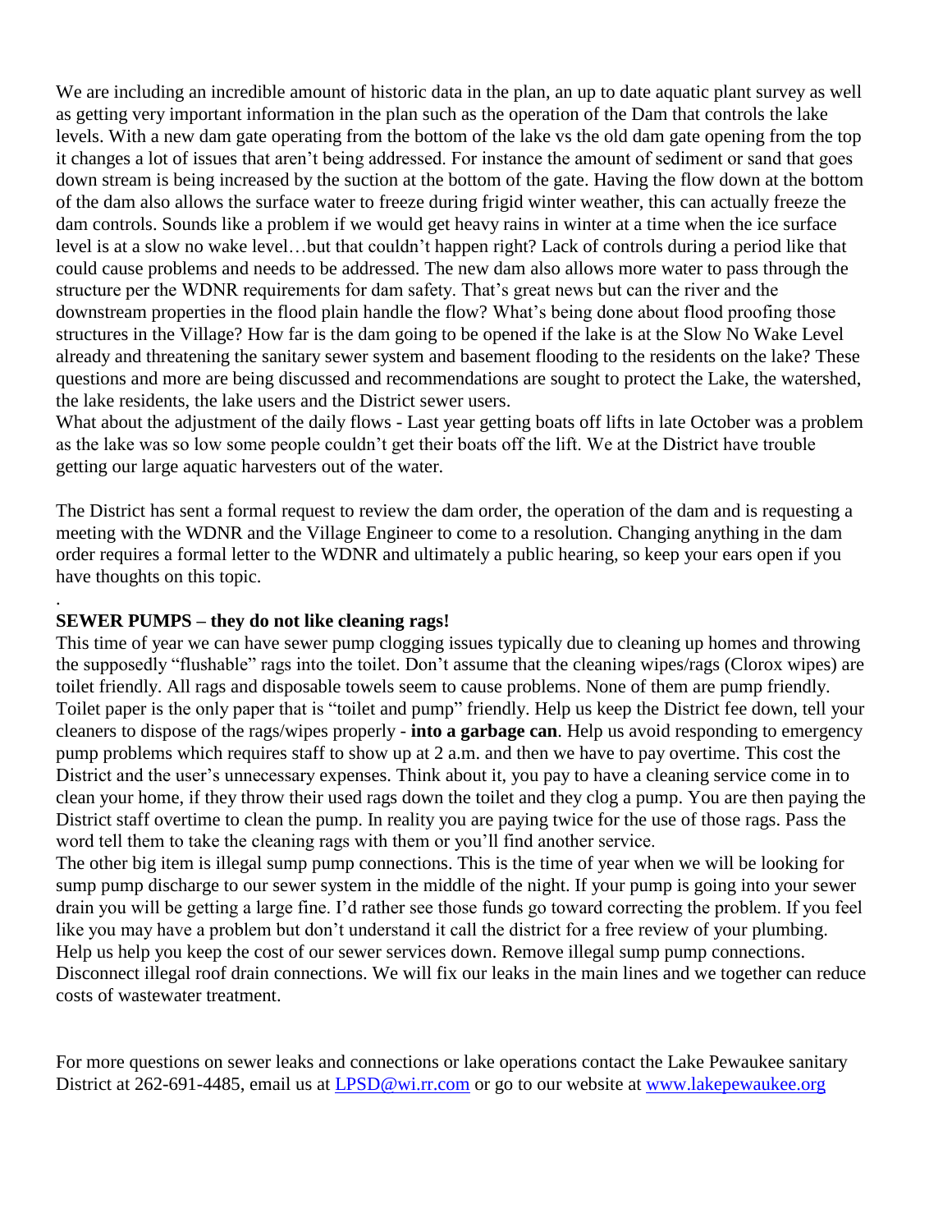We are including an incredible amount of historic data in the plan, an up to date aquatic plant survey as well as getting very important information in the plan such as the operation of the Dam that controls the lake levels. With a new dam gate operating from the bottom of the lake vs the old dam gate opening from the top it changes a lot of issues that aren't being addressed. For instance the amount of sediment or sand that goes down stream is being increased by the suction at the bottom of the gate. Having the flow down at the bottom of the dam also allows the surface water to freeze during frigid winter weather, this can actually freeze the dam controls. Sounds like a problem if we would get heavy rains in winter at a time when the ice surface level is at a slow no wake level…but that couldn't happen right? Lack of controls during a period like that could cause problems and needs to be addressed. The new dam also allows more water to pass through the structure per the WDNR requirements for dam safety. That's great news but can the river and the downstream properties in the flood plain handle the flow? What's being done about flood proofing those structures in the Village? How far is the dam going to be opened if the lake is at the Slow No Wake Level already and threatening the sanitary sewer system and basement flooding to the residents on the lake? These questions and more are being discussed and recommendations are sought to protect the Lake, the watershed, the lake residents, the lake users and the District sewer users.

What about the adjustment of the daily flows - Last year getting boats off lifts in late October was a problem as the lake was so low some people couldn't get their boats off the lift. We at the District have trouble getting our large aquatic harvesters out of the water.

The District has sent a formal request to review the dam order, the operation of the dam and is requesting a meeting with the WDNR and the Village Engineer to come to a resolution. Changing anything in the dam order requires a formal letter to the WDNR and ultimately a public hearing, so keep your ears open if you have thoughts on this topic.

.

**SEWER PUMPS – they do not like cleaning rags!**

This time of year we can have sewer pump clogging issues typically due to cleaning up homes and throwing the supposedly "flushable" rags into the toilet. Don't assume that the cleaning wipes/rags (Clorox wipes) are toilet friendly. All rags and disposable towels seem to cause problems. None of them are pump friendly. Toilet paper is the only paper that is "toilet and pump" friendly. Help us keep the District fee down, tell your cleaners to dispose of the rags/wipes properly - **into a garbage can**. Help us avoid responding to emergency pump problems which requires staff to show up at 2 a.m. and then we have to pay overtime. This cost the District and the user's unnecessary expenses. Think about it, you pay to have a cleaning service come in to clean your home, if they throw their used rags down the toilet and they clog a pump. You are then paying the District staff overtime to clean the pump. In reality you are paying twice for the use of those rags. Pass the word tell them to take the cleaning rags with them or you'll find another service.

The other big item is illegal sump pump connections. This is the time of year when we will be looking for sump pump discharge to our sewer system in the middle of the night. If your pump is going into your sewer drain you will be getting a large fine. I'd rather see those funds go toward correcting the problem. If you feel like you may have a problem but don't understand it call the district for a free review of your plumbing. Help us help you keep the cost of our sewer services down. Remove illegal sump pump connections. Disconnect illegal roof drain connections. We will fix our leaks in the main lines and we together can reduce costs of wastewater treatment.

For more questions on sewer leaks and connections or lake operations contact the Lake Pewaukee sanitary District at 262-691-4485, email us at [LPSD@wi.rr.com](mailto:LPSD@wi.rr.com) or go to our website at [www.lakepewaukee.org](http://www.lakepewaukee.org)